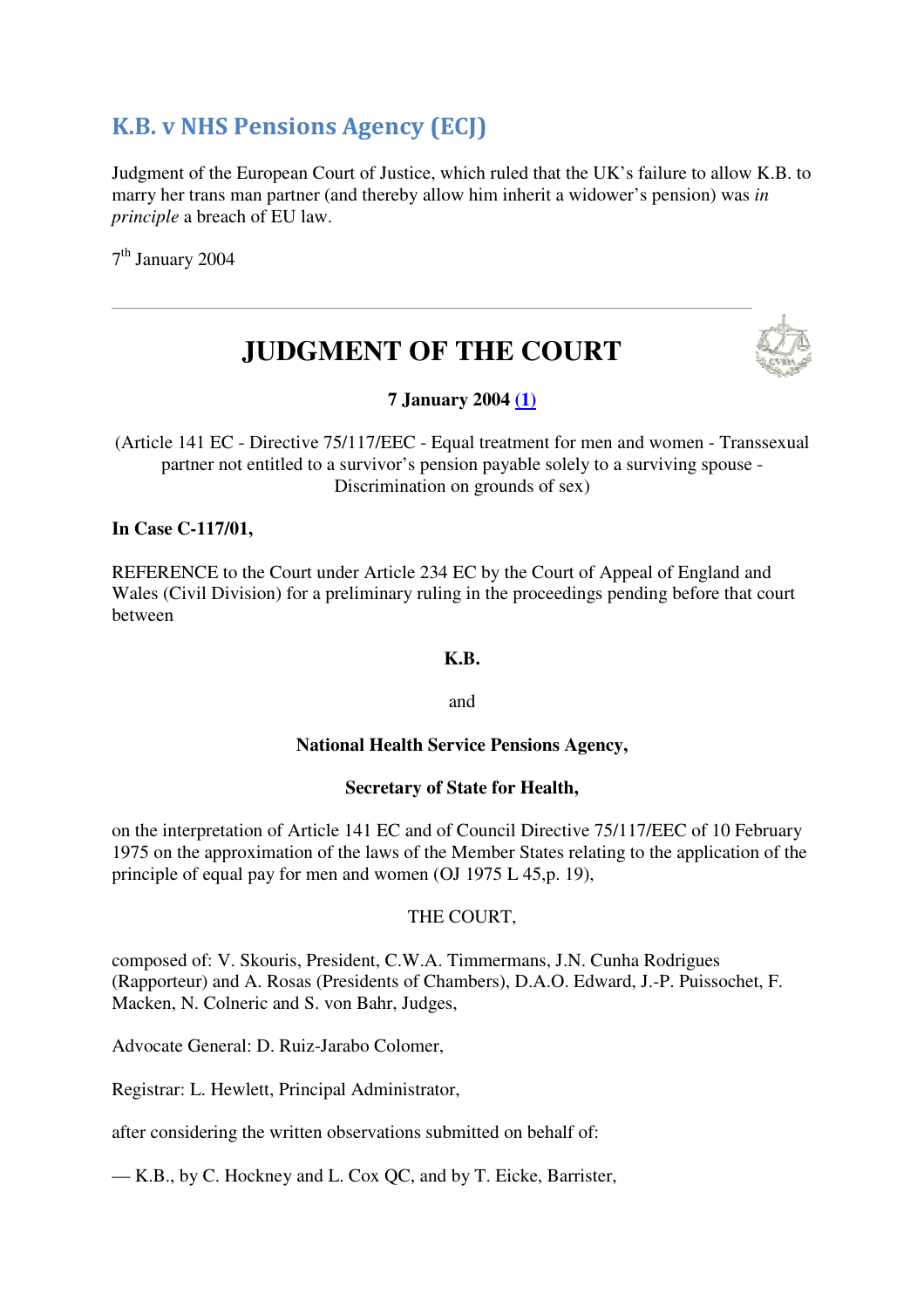# K.B. v NHS Pensions Agency (ECJ)

Judgment of the European Court of Justice, which ruled that the UK's failure to allow K.B. to marry her trans man partner (and thereby allow him inherit a widower's pension) was *in principle* a breach of EU law.

7th January 2004

---

## JUDGMENT OF THE COURT

**7 January 2004 (1)**

(Article 141 EC - Directive 75/117/EEC - Equal treatment for men and women - Transsexual partner not entitled to a survivor's pension payable solely to a surviving spouse - Discrimination on grounds of sex)

**In Case C-117/01,**

REFERENCE to the Court under Article 234 EC by the Court of Appeal of England and Wales (Civil Division) for a preliminary ruling in the proceedings pending before that court between

**K.B.**

and

**National Health Service Pensions Agency,**

**Secretary of State for Health,**

on the interpretation of Article 141 EC and of Council Directive 75/117/EEC of 10 February 1975 on the approximation of the laws of the Member States relating to the application of the principle of equal pay for men and women (OJ 1975 L 45,p. 19),

THE COURT,

composed of: V. Skouris, President, C.W.A. Timmermans, J.N. Cunha Rodrigues (Rapporteur) and A. Rosas (Presidents of Chambers), D.A.O. Edward, J.-P. Puissochet, F. Macken, N. Colneric and S. von Bahr, Judges,

Advocate General: D. Ruiz-Jarabo Colomer,

Registrar: L. Hewlett, Principal Administrator,

after considering the written observations submitted on behalf of:

— K.B., by C. Hockney and L. Cox QC, and by T. Eicke, Barrister,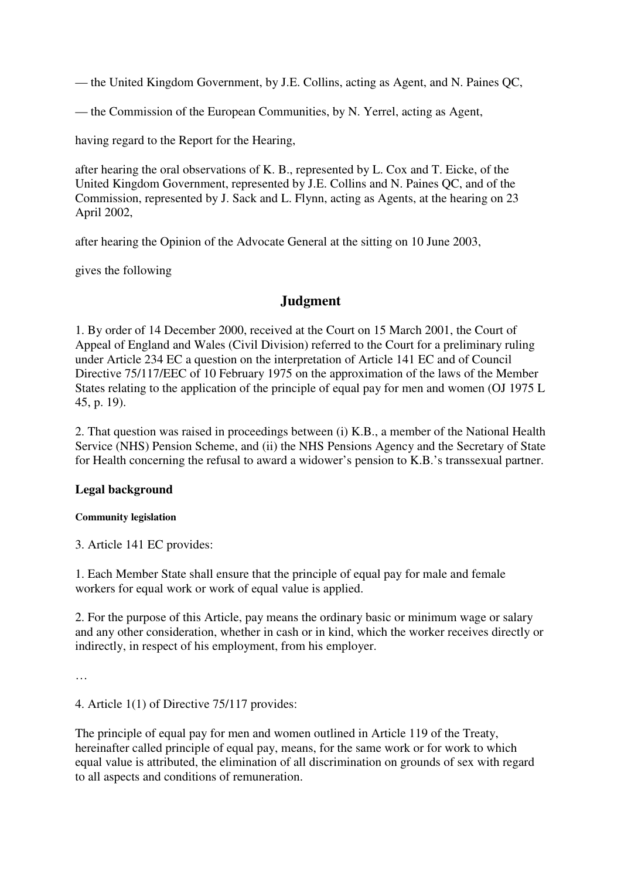— the United Kingdom Government, by J.E. Collins, acting as Agent, and N. Paines QC,

— the Commission of the European Communities, by N. Yerrel, acting as Agent,

having regard to the Report for the Hearing,

after hearing the oral observations of K. B., represented by L. Cox and T. Eicke, of the United Kingdom Government, represented by J.E. Collins and N. Paines QC, and of the Commission, represented by J. Sack and L. Flynn, acting as Agents, at the hearing on 23 April 2002,

after hearing the Opinion of the Advocate General at the sitting on 10 June 2003,

gives the following

## Judgment

1. By order of 14 December 2000, received at the Court on 15 March 2001, the Court of Appeal of England and Wales (Civil Division) referred to the Court for a preliminary ruling under Article 234 EC a question on the interpretation of Article 141 EC and of Council Directive 75/117/EEC of 10 February 1975 on the approximation of the laws of the Member States relating to the application of the principle of equal pay for men and women (OJ 1975 L 45, p. 19).

2. That question was raised in proceedings between (i) K.B., a member of the National Health Service (NHS) Pension Scheme, and (ii) the NHS Pensions Agency and the Secretary of State for Health concerning the refusal to award a widower's pension to K.B.'s transsexual partner.

### Legal background

#### Community legislation

3. Article 141 EC provides:

1. Each Member State shall ensure that the principle of equal pay for male and female workers for equal work or work of equal value is applied.

2. For the purpose of this Article, pay means the ordinary basic or minimum wage or salary and any other consideration, whether in cash or in kind, which the worker receives directly or indirectly, in respect of his employment, from his employer.

…

4. Article 1(1) of Directive 75/117 provides:

The principle of equal pay for men and women outlined in Article 119 of the Treaty, hereinafter called principle of equal pay, means, for the same work or for work to which equal value is attributed, the elimination of all discrimination on grounds of sex with regard to all aspects and conditions of remuneration.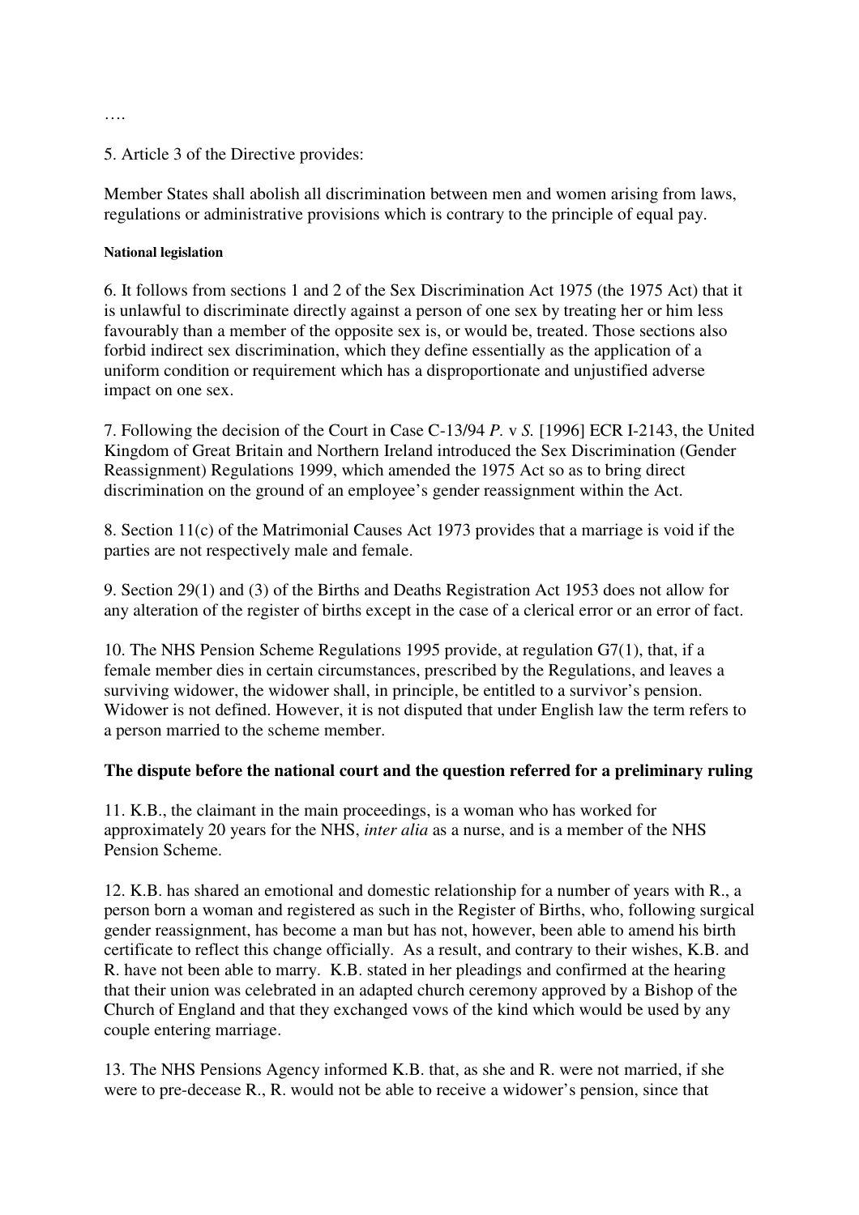….

5. Article 3 of the Directive provides:

Member States shall abolish all discrimination between men and women arising from laws, regulations or administrative provisions which is contrary to the principle of equal pay.

#### National legislation

6. It follows from sections 1 and 2 of the Sex Discrimination Act 1975 (the 1975 Act) that it is unlawful to discriminate directly against a person of one sex by treating her or him less favourably than a member of the opposite sex is, or would be, treated. Those sections also forbid indirect sex discrimination, which they define essentially as the application of a uniform condition or requirement which has a disproportionate and unjustified adverse impact on one sex.

7. Following the decision of the Court in Case C-13/94 *P.* v *S.* [1996] ECR I-2143, the United Kingdom of Great Britain and Northern Ireland introduced the Sex Discrimination (Gender Reassignment) Regulations 1999, which amended the 1975 Act so as to bring direct discrimination on the ground of an employee's gender reassignment within the Act.

8. Section 11(c) of the Matrimonial Causes Act 1973 provides that a marriage is void if the parties are not respectively male and female.

9. Section 29(1) and (3) of the Births and Deaths Registration Act 1953 does not allow for any alteration of the register of births except in the case of a clerical error or an error of fact.

10. The NHS Pension Scheme Regulations 1995 provide, at regulation G7(1), that, if a female member dies in certain circumstances, prescribed by the Regulations, and leaves a surviving widower, the widower shall, in principle, be entitled to a survivor's pension. Widower is not defined. However, it is not disputed that under English law the term refers to a person married to the scheme member.

### The dispute before the national court and the question referred for a preliminary ruling

11. K.B., the claimant in the main proceedings, is a woman who has worked for approximately 20 years for the NHS, *inter alia* as a nurse, and is a member of the NHS Pension Scheme.

12. K.B. has shared an emotional and domestic relationship for a number of years with R., a person born a woman and registered as such in the Register of Births, who, following surgical gender reassignment, has become a man but has not, however, been able to amend his birth certificate to reflect this change officially. As a result, and contrary to their wishes, K.B. and R. have not been able to marry. K.B. stated in her pleadings and confirmed at the hearing that their union was celebrated in an adapted church ceremony approved by a Bishop of the Church of England and that they exchanged vows of the kind which would be used by any couple entering marriage.

13. The NHS Pensions Agency informed K.B. that, as she and R. were not married, if she were to pre-decease R., R. would not be able to receive a widower's pension, since that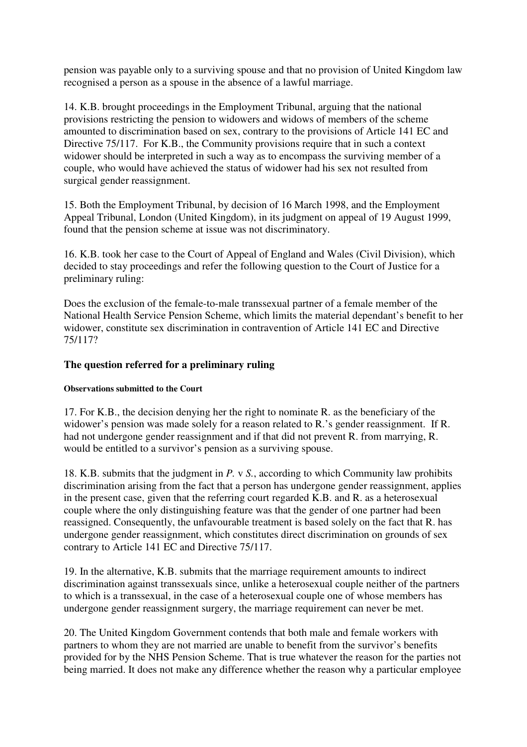pension was payable only to a surviving spouse and that no provision of United Kingdom law recognised a person as a spouse in the absence of a lawful marriage.

14. K.B. brought proceedings in the Employment Tribunal, arguing that the national provisions restricting the pension to widowers and widows of members of the scheme amounted to discrimination based on sex, contrary to the provisions of Article 141 EC and Directive 75/117. For K.B., the Community provisions require that in such a context widower should be interpreted in such a way as to encompass the surviving member of a couple, who would have achieved the status of widower had his sex not resulted from surgical gender reassignment.

15. Both the Employment Tribunal, by decision of 16 March 1998, and the Employment Appeal Tribunal, London (United Kingdom), in its judgment on appeal of 19 August 1999, found that the pension scheme at issue was not discriminatory.

16. K.B. took her case to the Court of Appeal of England and Wales (Civil Division), which decided to stay proceedings and refer the following question to the Court of Justice for a preliminary ruling:

Does the exclusion of the female-to-male transsexual partner of a female member of the National Health Service Pension Scheme, which limits the material dependant's benefit to her widower, constitute sex discrimination in contravention of Article 141 EC and Directive 75/117?

## The question referred for a preliminary ruling

#### Observations submitted to the Court

17. For K.B., the decision denying her the right to nominate R. as the beneficiary of the widower's pension was made solely for a reason related to R.'s gender reassignment. If R. had not undergone gender reassignment and if that did not prevent R. from marrying, R. would be entitled to a survivor's pension as a surviving spouse.

18. K.B. submits that the judgment in *P.* v *S.*, according to which Community law prohibits discrimination arising from the fact that a person has undergone gender reassignment, applies in the present case, given that the referring court regarded K.B. and R. as a heterosexual couple where the only distinguishing feature was that the gender of one partner had been reassigned. Consequently, the unfavourable treatment is based solely on the fact that R. has undergone gender reassignment, which constitutes direct discrimination on grounds of sex contrary to Article 141 EC and Directive 75/117.

19. In the alternative, K.B. submits that the marriage requirement amounts to indirect discrimination against transsexuals since, unlike a heterosexual couple neither of the partners to which is a transsexual, in the case of a heterosexual couple one of whose members has undergone gender reassignment surgery, the marriage requirement can never be met.

20. The United Kingdom Government contends that both male and female workers with partners to whom they are not married are unable to benefit from the survivor's benefits provided for by the NHS Pension Scheme. That is true whatever the reason for the parties not being married. It does not make any difference whether the reason why a particular employee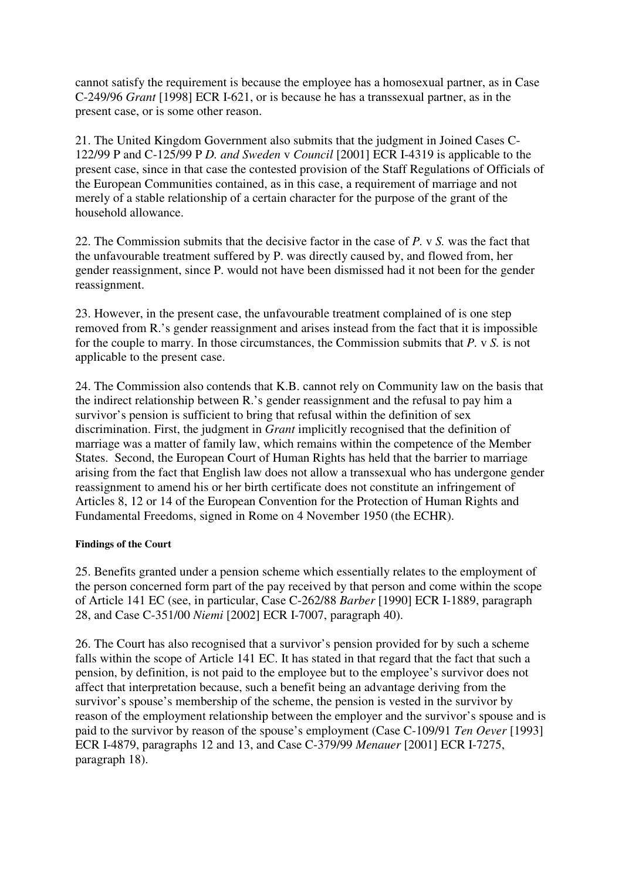cannot satisfy the requirement is because the employee has a homosexual partner, as in Case C-249/96 *Grant* [1998] ECR I-621, or is because he has a transsexual partner, as in the present case, or is some other reason.

21. The United Kingdom Government also submits that the judgment in Joined Cases C-122/99 P and C-125/99 P *D. and Sweden* v *Council* [2001] ECR I-4319 is applicable to the present case, since in that case the contested provision of the Staff Regulations of Officials of the European Communities contained, as in this case, a requirement of marriage and not merely of a stable relationship of a certain character for the purpose of the grant of the household allowance.

22. The Commission submits that the decisive factor in the case of *P.* v *S.* was the fact that the unfavourable treatment suffered by P. was directly caused by, and flowed from, her gender reassignment, since P. would not have been dismissed had it not been for the gender reassignment.

23. However, in the present case, the unfavourable treatment complained of is one step removed from R.'s gender reassignment and arises instead from the fact that it is impossible for the couple to marry. In those circumstances, the Commission submits that *P.* v *S.* is not applicable to the present case.

24. The Commission also contends that K.B. cannot rely on Community law on the basis that the indirect relationship between R.'s gender reassignment and the refusal to pay him a survivor's pension is sufficient to bring that refusal within the definition of sex discrimination. First, the judgment in *Grant* implicitly recognised that the definition of marriage was a matter of family law, which remains within the competence of the Member States. Second, the European Court of Human Rights has held that the barrier to marriage arising from the fact that English law does not allow a transsexual who has undergone gender reassignment to amend his or her birth certificate does not constitute an infringement of Articles 8, 12 or 14 of the European Convention for the Protection of Human Rights and Fundamental Freedoms, signed in Rome on 4 November 1950 (the ECHR).

#### Findings of the Court

25. Benefits granted under a pension scheme which essentially relates to the employment of the person concerned form part of the pay received by that person and come within the scope of Article 141 EC (see, in particular, Case C-262/88 *Barber* [1990] ECR I-1889, paragraph 28, and Case C-351/00 *Niemi* [2002] ECR I-7007, paragraph 40).

26. The Court has also recognised that a survivor's pension provided for by such a scheme falls within the scope of Article 141 EC. It has stated in that regard that the fact that such a pension, by definition, is not paid to the employee but to the employee's survivor does not affect that interpretation because, such a benefit being an advantage deriving from the survivor's spouse's membership of the scheme, the pension is vested in the survivor by reason of the employment relationship between the employer and the survivor's spouse and is paid to the survivor by reason of the spouse's employment (Case C-109/91 *Ten Oever* [1993] ECR I-4879, paragraphs 12 and 13, and Case C-379/99 *Menauer* [2001] ECR I-7275, paragraph 18).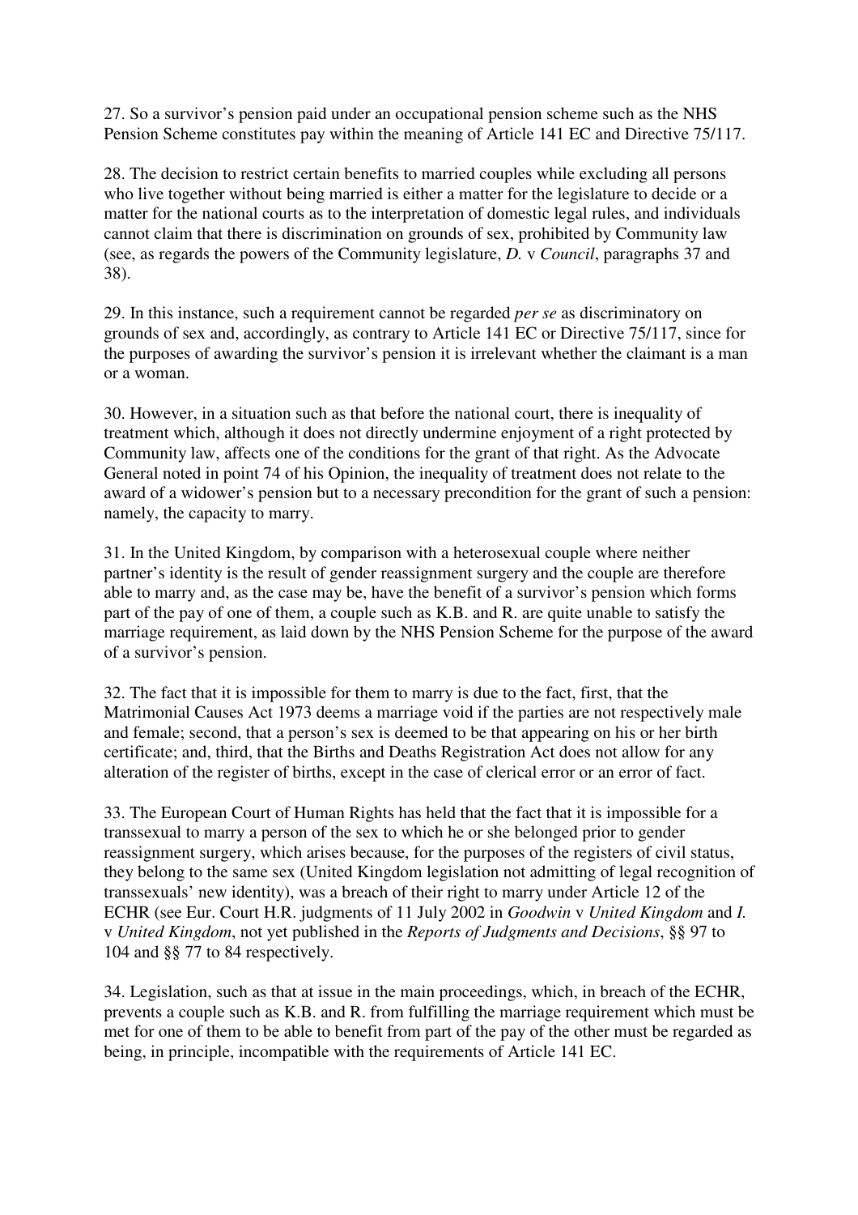27. So a survivor's pension paid under an occupational pension scheme such as the NHS Pension Scheme constitutes pay within the meaning of Article 141 EC and Directive 75/117.

28. The decision to restrict certain benefits to married couples while excluding all persons who live together without being married is either a matter for the legislature to decide or a matter for the national courts as to the interpretation of domestic legal rules, and individuals cannot claim that there is discrimination on grounds of sex, prohibited by Community law (see, as regards the powers of the Community legislature, *D.* v *Council*, paragraphs 37 and 38).

29. In this instance, such a requirement cannot be regarded *per se* as discriminatory on grounds of sex and, accordingly, as contrary to Article 141 EC or Directive 75/117, since for the purposes of awarding the survivor's pension it is irrelevant whether the claimant is a man or a woman.

30. However, in a situation such as that before the national court, there is inequality of treatment which, although it does not directly undermine enjoyment of a right protected by Community law, affects one of the conditions for the grant of that right. As the Advocate General noted in point 74 of his Opinion, the inequality of treatment does not relate to the award of a widower's pension but to a necessary precondition for the grant of such a pension: namely, the capacity to marry.

31. In the United Kingdom, by comparison with a heterosexual couple where neither partner's identity is the result of gender reassignment surgery and the couple are therefore able to marry and, as the case may be, have the benefit of a survivor's pension which forms part of the pay of one of them, a couple such as K.B. and R. are quite unable to satisfy the marriage requirement, as laid down by the NHS Pension Scheme for the purpose of the award of a survivor's pension.

32. The fact that it is impossible for them to marry is due to the fact, first, that the Matrimonial Causes Act 1973 deems a marriage void if the parties are not respectively male and female; second, that a person's sex is deemed to be that appearing on his or her birth certificate; and, third, that the Births and Deaths Registration Act does not allow for any alteration of the register of births, except in the case of clerical error or an error of fact.

33. The European Court of Human Rights has held that the fact that it is impossible for a transsexual to marry a person of the sex to which he or she belonged prior to gender reassignment surgery, which arises because, for the purposes of the registers of civil status, they belong to the same sex (United Kingdom legislation not admitting of legal recognition of transsexuals' new identity), was a breach of their right to marry under Article 12 of the ECHR (see Eur. Court H.R. judgments of 11 July 2002 in *Goodwin* v *United Kingdom* and *I.* v *United Kingdom*, not yet published in the *Reports of Judgments and Decisions*, §§ 97 to 104 and §§ 77 to 84 respectively.

34. Legislation, such as that at issue in the main proceedings, which, in breach of the ECHR, prevents a couple such as K.B. and R. from fulfilling the marriage requirement which must be met for one of them to be able to benefit from part of the pay of the other must be regarded as being, in principle, incompatible with the requirements of Article 141 EC.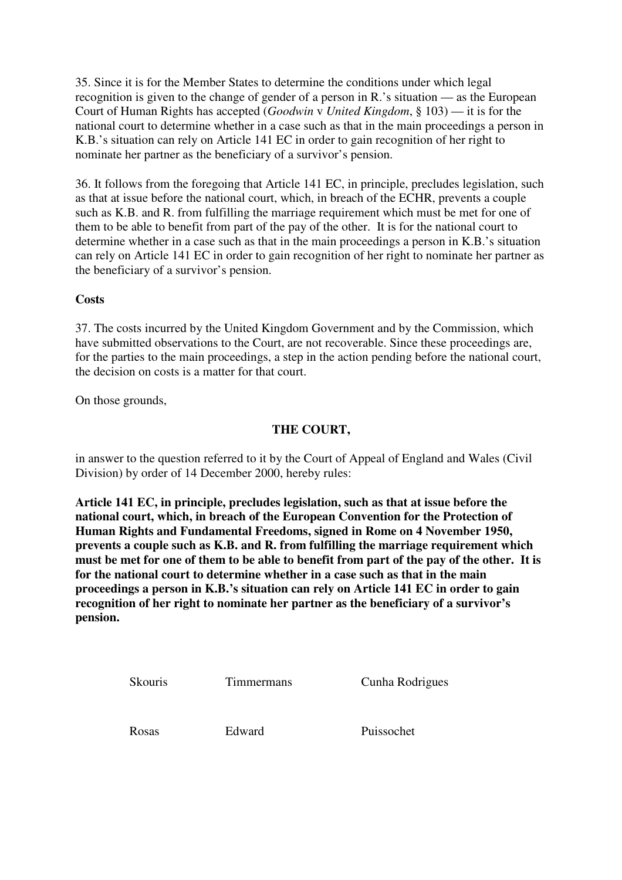35. Since it is for the Member States to determine the conditions under which legal recognition is given to the change of gender of a person in R.'s situation — as the European Court of Human Rights has accepted (*Goodwin* v *United Kingdom*, § 103) — it is for the national court to determine whether in a case such as that in the main proceedings a person in K.B.'s situation can rely on Article 141 EC in order to gain recognition of her right to nominate her partner as the beneficiary of a survivor's pension.

36. It follows from the foregoing that Article 141 EC, in principle, precludes legislation, such as that at issue before the national court, which, in breach of the ECHR, prevents a couple such as K.B. and R. from fulfilling the marriage requirement which must be met for one of them to be able to benefit from part of the pay of the other. It is for the national court to determine whether in a case such as that in the main proceedings a person in K.B.'s situation can rely on Article 141 EC in order to gain recognition of her right to nominate her partner as the beneficiary of a survivor's pension.

**Costs**

37. The costs incurred by the United Kingdom Government and by the Commission, which have submitted observations to the Court, are not recoverable. Since these proceedings are, for the parties to the main proceedings, a step in the action pending before the national court, the decision on costs is a matter for that court.

On those grounds,

**THE COURT,**

in answer to the question referred to it by the Court of Appeal of England and Wales (Civil Division) by order of 14 December 2000, hereby rules:

**Article 141 EC, in principle, precludes legislation, such as that at issue before the national court, which, in breach of the European Convention for the Protection of Human Rights and Fundamental Freedoms, signed in Rome on 4 November 1950, prevents a couple such as K.B. and R. from fulfilling the marriage requirement which must be met for one of them to be able to benefit from part of the pay of the other. It is for the national court to determine whether in a case such as that in the main proceedings a person in K.B.'s situation can rely on Article 141 EC in order to gain recognition of her right to nominate her partner as the beneficiary of a survivor's pension.**

Skouris        Timmermans        Cunha Rodrigues

Rosas        Edward        Puissochet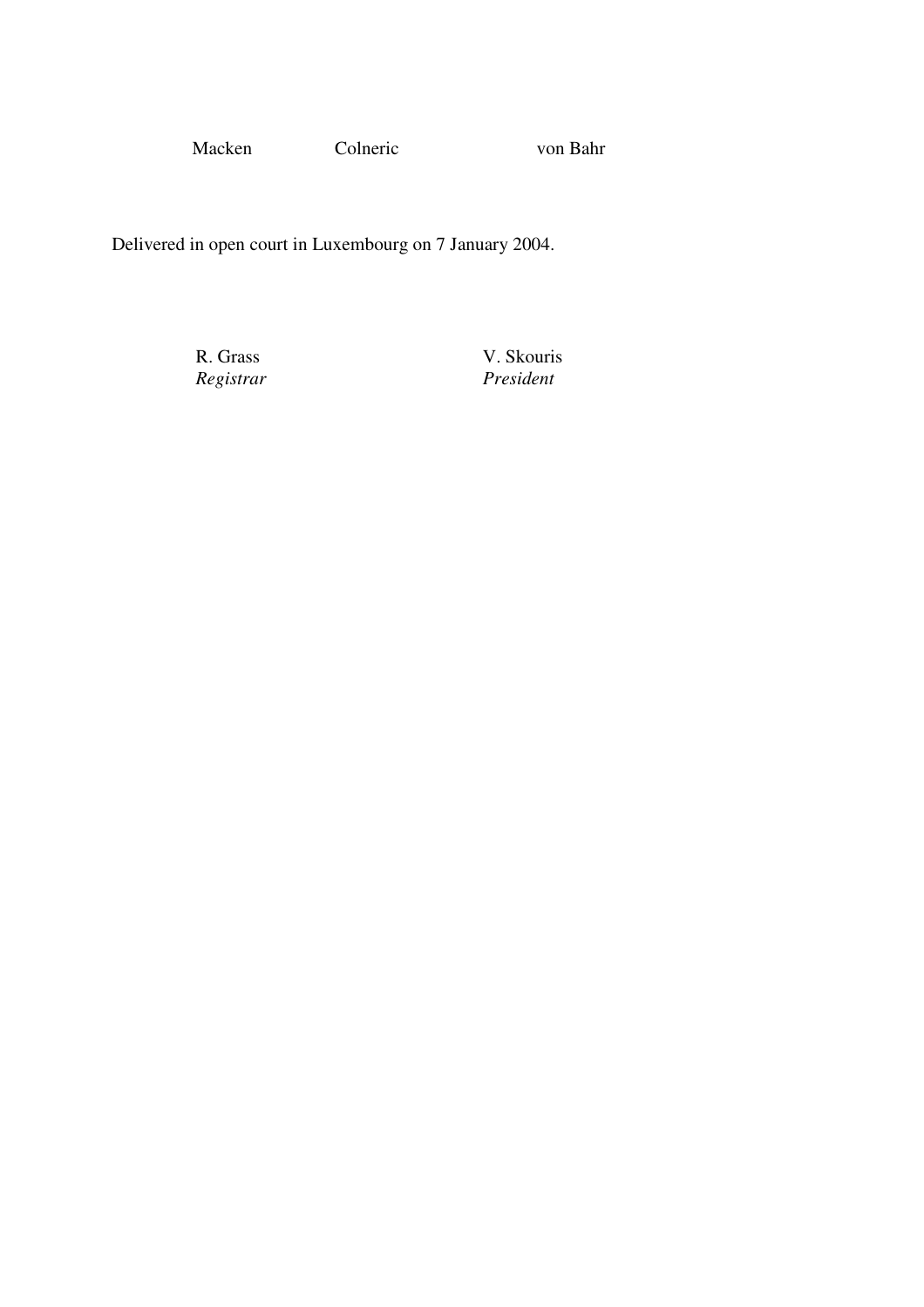Macken Colneric von Bahr

Delivered in open court in Luxembourg on 7 January 2004.

| | |
|---|---|
| R. Grass | V. Skouris |
| *Registrar* | *President* |